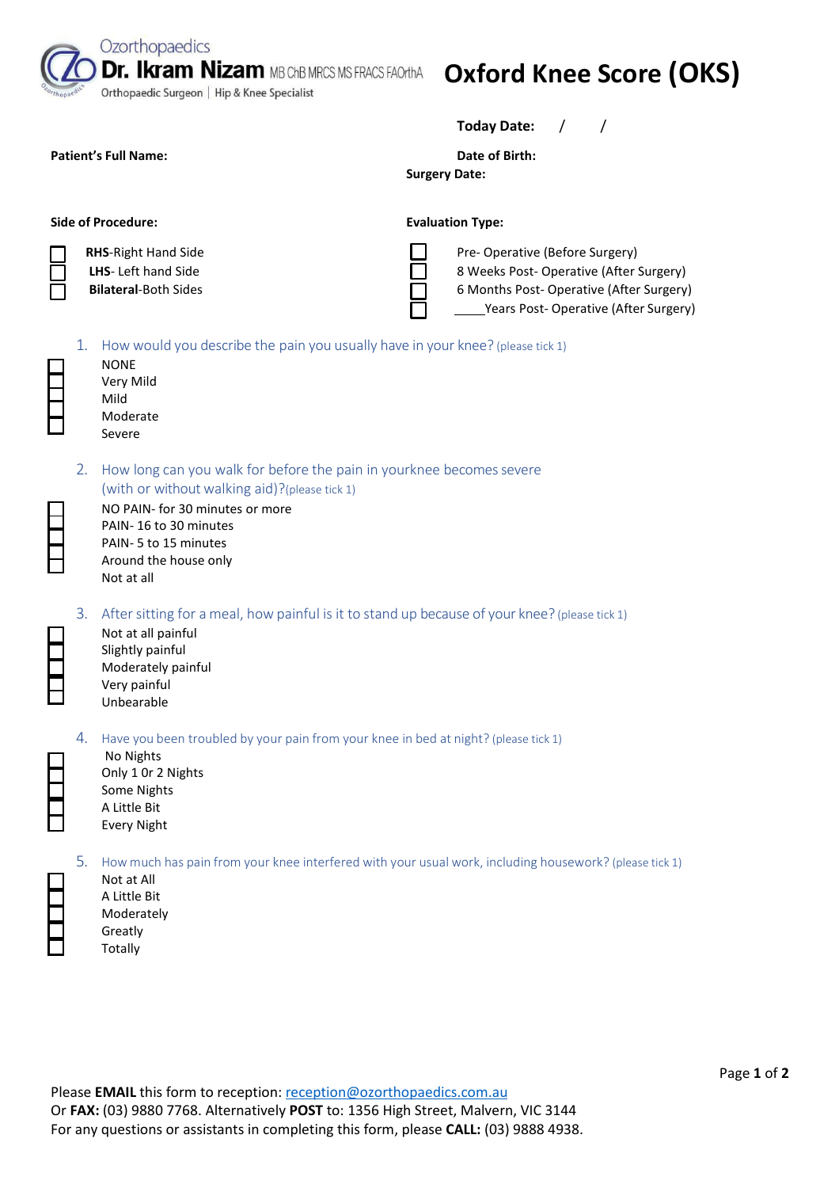Ozorthopaedics
**Dr. Ikram Nizam** MB ChB MRCS MS FRACS FAOrthA
Orthopaedic Surgeon | Hip & Knee Specialist

# Oxford Knee Score (OKS)

**Today Date:** / /

**Patient's Full Name:**

**Date of Birth:**

**Surgery Date:**

**Side of Procedure:**

- ☐ **RHS**-Right Hand Side
- ☐ **LHS**- Left hand Side
- ☐ **Bilateral**-Both Sides

**Evaluation Type:**

- ☐ Pre- Operative (Before Surgery)
- ☐ 8 Weeks Post- Operative (After Surgery)
- ☐ 6 Months Post- Operative (After Surgery)
- ☐ _____Years Post- Operative (After Surgery)

1. How would you describe the pain you usually have in your knee? (please tick 1)
   - ☐ NONE
   - ☐ Very Mild
   - ☐ Mild
   - ☐ Moderate
   - ☐ Severe

2. How long can you walk for before the pain in yourknee becomes severe (with or without walking aid)?(please tick 1)
   - ☐ NO PAIN- for 30 minutes or more
   - ☐ PAIN- 16 to 30 minutes
   - ☐ PAIN- 5 to 15 minutes
   - ☐ Around the house only
   - ☐ Not at all

3. After sitting for a meal, how painful is it to stand up because of your knee? (please tick 1)
   - ☐ Not at all painful
   - ☐ Slightly painful
   - ☐ Moderately painful
   - ☐ Very painful
   - ☐ Unbearable

4. Have you been troubled by your pain from your knee in bed at night? (please tick 1)
   - ☐ No Nights
   - ☐ Only 1 0r 2 Nights
   - ☐ Some Nights
   - ☐ A Little Bit
   - ☐ Every Night

5. How much has pain from your knee interfered with your usual work, including housework? (please tick 1)
   - ☐ Not at All
   - ☐ A Little Bit
   - ☐ Moderately
   - ☐ Greatly
   - ☐ Totally

Please **EMAIL** this form to reception: reception@ozorthopaedics.com.au
Or **FAX:** (03) 9880 7768. Alternatively **POST** to: 1356 High Street, Malvern, VIC 3144
For any questions or assistants in completing this form, please **CALL:** (03) 9888 4938.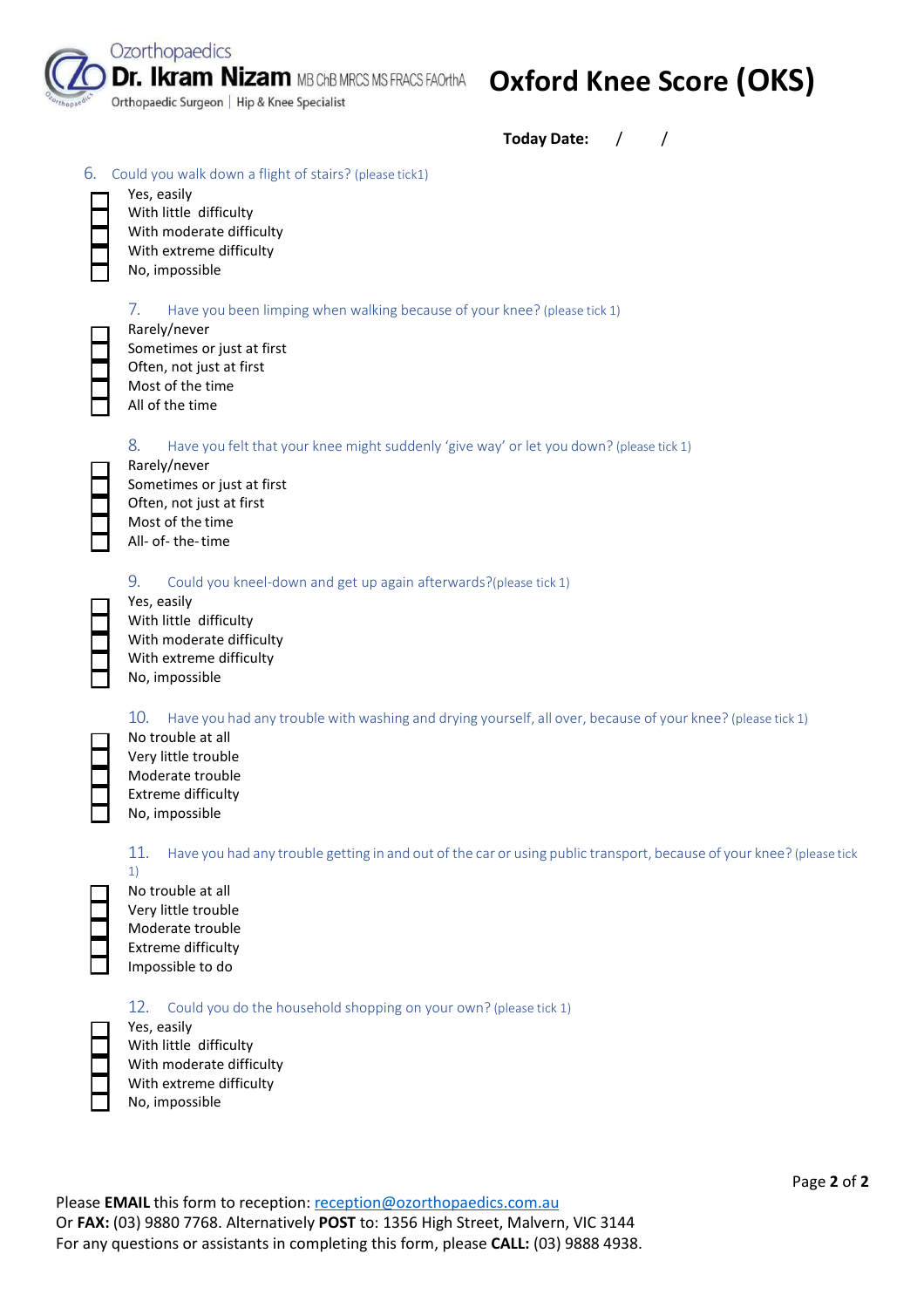Ozorthopaedics
**Dr. Ikram Nizam** MB ChB MRCS MS FRACS FAOrthA
Orthopaedic Surgeon | Hip & Knee Specialist

# Oxford Knee Score (OKS)

**Today Date:** / /

6. Could you walk down a flight of stairs? (please tick1)
   - ☐ Yes, easily
   - ☐ With little difficulty
   - ☐ With moderate difficulty
   - ☐ With extreme difficulty
   - ☐ No, impossible

7. Have you been limping when walking because of your knee? (please tick 1)
   - ☐ Rarely/never
   - ☐ Sometimes or just at first
   - ☐ Often, not just at first
   - ☐ Most of the time
   - ☐ All of the time

8. Have you felt that your knee might suddenly 'give way' or let you down? (please tick 1)
   - ☐ Rarely/never
   - ☐ Sometimes or just at first
   - ☐ Often, not just at first
   - ☐ Most of the time
   - ☐ All- of- the- time

9. Could you kneel-down and get up again afterwards?(please tick 1)
   - ☐ Yes, easily
   - ☐ With little difficulty
   - ☐ With moderate difficulty
   - ☐ With extreme difficulty
   - ☐ No, impossible

10. Have you had any trouble with washing and drying yourself, all over, because of your knee? (please tick 1)
    - ☐ No trouble at all
    - ☐ Very little trouble
    - ☐ Moderate trouble
    - ☐ Extreme difficulty
    - ☐ No, impossible

11. Have you had any trouble getting in and out of the car or using public transport, because of your knee? (please tick 1)
    - ☐ No trouble at all
    - ☐ Very little trouble
    - ☐ Moderate trouble
    - ☐ Extreme difficulty
    - ☐ Impossible to do

12. Could you do the household shopping on your own? (please tick 1)
    - ☐ Yes, easily
    - ☐ With little difficulty
    - ☐ With moderate difficulty
    - ☐ With extreme difficulty
    - ☐ No, impossible

Please **EMAIL** this form to reception: reception@ozorthopaedics.com.au
Or **FAX:** (03) 9880 7768. Alternatively **POST** to: 1356 High Street, Malvern, VIC 3144
For any questions or assistants in completing this form, please **CALL:** (03) 9888 4938.